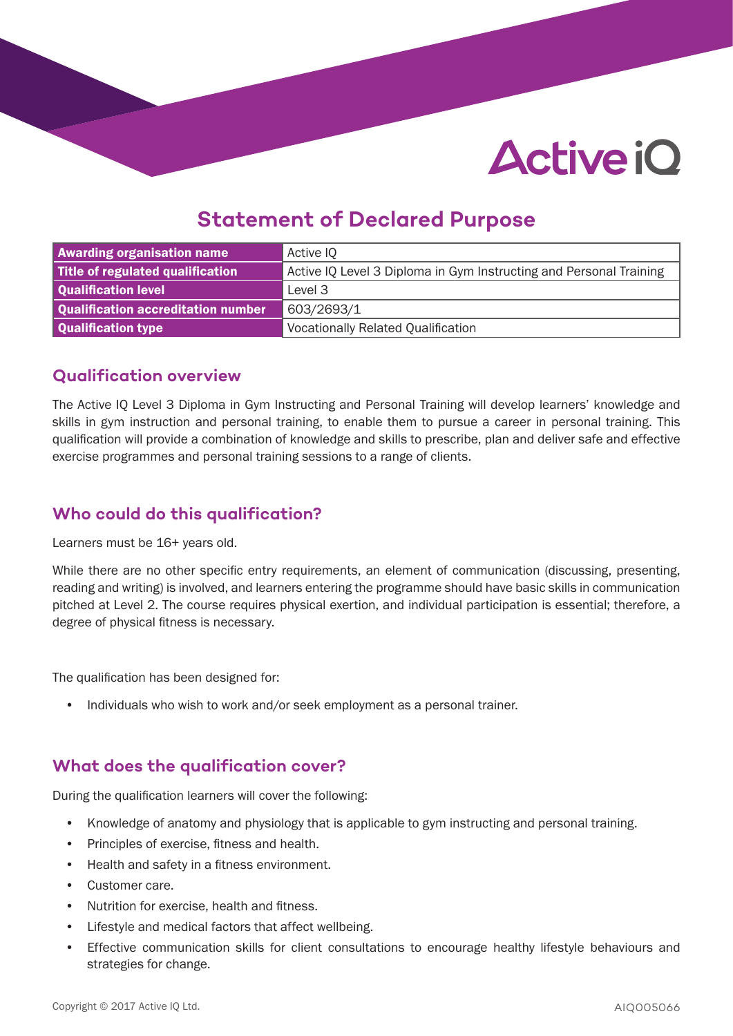# Statement of Declared Purpose

| | |
|---|---|
| **Awarding organisation name** | Active IQ |
| **Title of regulated qualification** | Active IQ Level 3 Diploma in Gym Instructing and Personal Training |
| **Qualification level** | Level 3 |
| **Qualification accreditation number** | 603/2693/1 |
| **Qualification type** | Vocationally Related Qualification |

## Qualification overview

The Active IQ Level 3 Diploma in Gym Instructing and Personal Training will develop learners' knowledge and skills in gym instruction and personal training, to enable them to pursue a career in personal training. This qualification will provide a combination of knowledge and skills to prescribe, plan and deliver safe and effective exercise programmes and personal training sessions to a range of clients.

## Who could do this qualification?

Learners must be 16+ years old.

While there are no other specific entry requirements, an element of communication (discussing, presenting, reading and writing) is involved, and learners entering the programme should have basic skills in communication pitched at Level 2. The course requires physical exertion, and individual participation is essential; therefore, a degree of physical fitness is necessary.

The qualification has been designed for:

- Individuals who wish to work and/or seek employment as a personal trainer.

## What does the qualification cover?

During the qualification learners will cover the following:

- Knowledge of anatomy and physiology that is applicable to gym instructing and personal training.
- Principles of exercise, fitness and health.
- Health and safety in a fitness environment.
- Customer care.
- Nutrition for exercise, health and fitness.
- Lifestyle and medical factors that affect wellbeing.
- Effective communication skills for client consultations to encourage healthy lifestyle behaviours and strategies for change.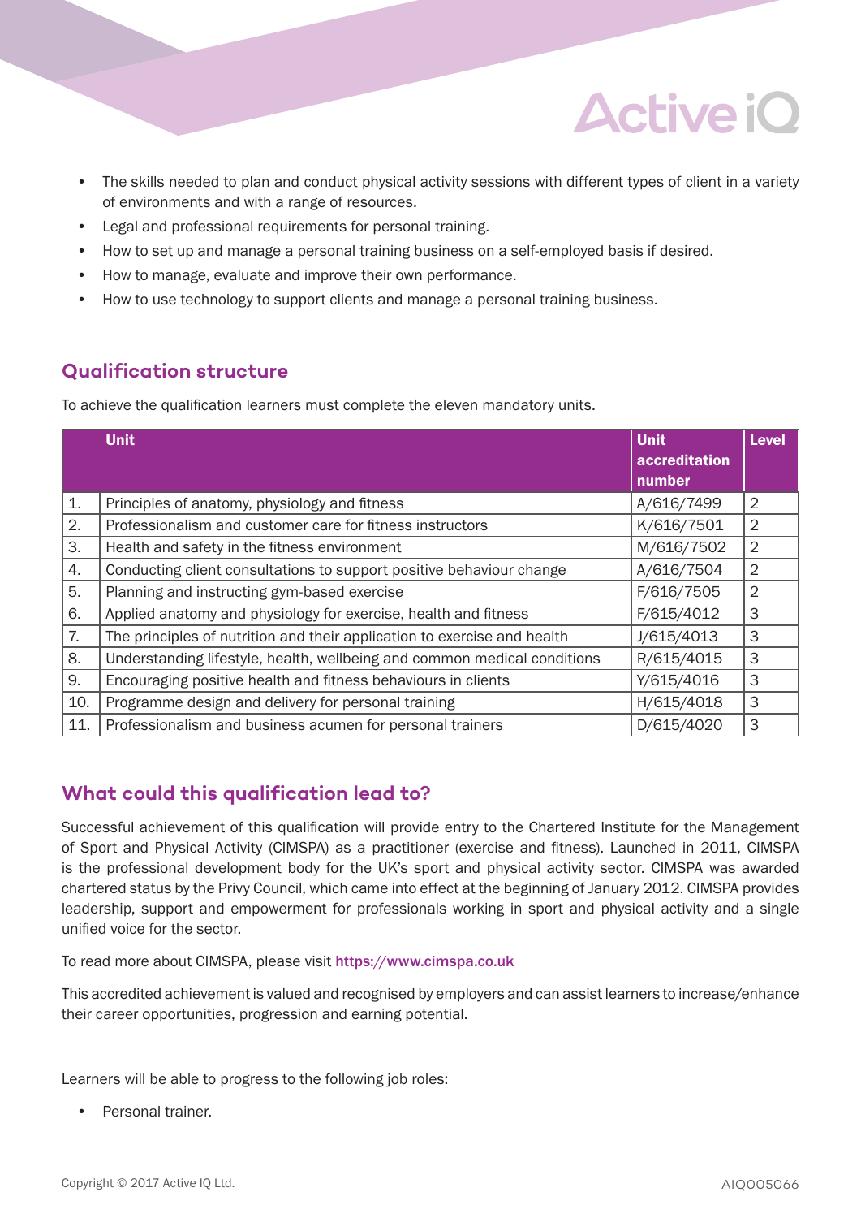- The skills needed to plan and conduct physical activity sessions with different types of client in a variety of environments and with a range of resources.
- Legal and professional requirements for personal training.
- How to set up and manage a personal training business on a self-employed basis if desired.
- How to manage, evaluate and improve their own performance.
- How to use technology to support clients and manage a personal training business.

## Qualification structure

To achieve the qualification learners must complete the eleven mandatory units.

| | Unit | Unit accreditation number | Level |
|---|---|---|---|
| 1. | Principles of anatomy, physiology and fitness | A/616/7499 | 2 |
| 2. | Professionalism and customer care for fitness instructors | K/616/7501 | 2 |
| 3. | Health and safety in the fitness environment | M/616/7502 | 2 |
| 4. | Conducting client consultations to support positive behaviour change | A/616/7504 | 2 |
| 5. | Planning and instructing gym-based exercise | F/616/7505 | 2 |
| 6. | Applied anatomy and physiology for exercise, health and fitness | F/615/4012 | 3 |
| 7. | The principles of nutrition and their application to exercise and health | J/615/4013 | 3 |
| 8. | Understanding lifestyle, health, wellbeing and common medical conditions | R/615/4015 | 3 |
| 9. | Encouraging positive health and fitness behaviours in clients | Y/615/4016 | 3 |
| 10. | Programme design and delivery for personal training | H/615/4018 | 3 |
| 11. | Professionalism and business acumen for personal trainers | D/615/4020 | 3 |

## What could this qualification lead to?

Successful achievement of this qualification will provide entry to the Chartered Institute for the Management of Sport and Physical Activity (CIMSPA) as a practitioner (exercise and fitness). Launched in 2011, CIMSPA is the professional development body for the UK's sport and physical activity sector. CIMSPA was awarded chartered status by the Privy Council, which came into effect at the beginning of January 2012. CIMSPA provides leadership, support and empowerment for professionals working in sport and physical activity and a single unified voice for the sector.

To read more about CIMSPA, please visit https://www.cimspa.co.uk

This accredited achievement is valued and recognised by employers and can assist learners to increase/enhance their career opportunities, progression and earning potential.

Learners will be able to progress to the following job roles:

- Personal trainer.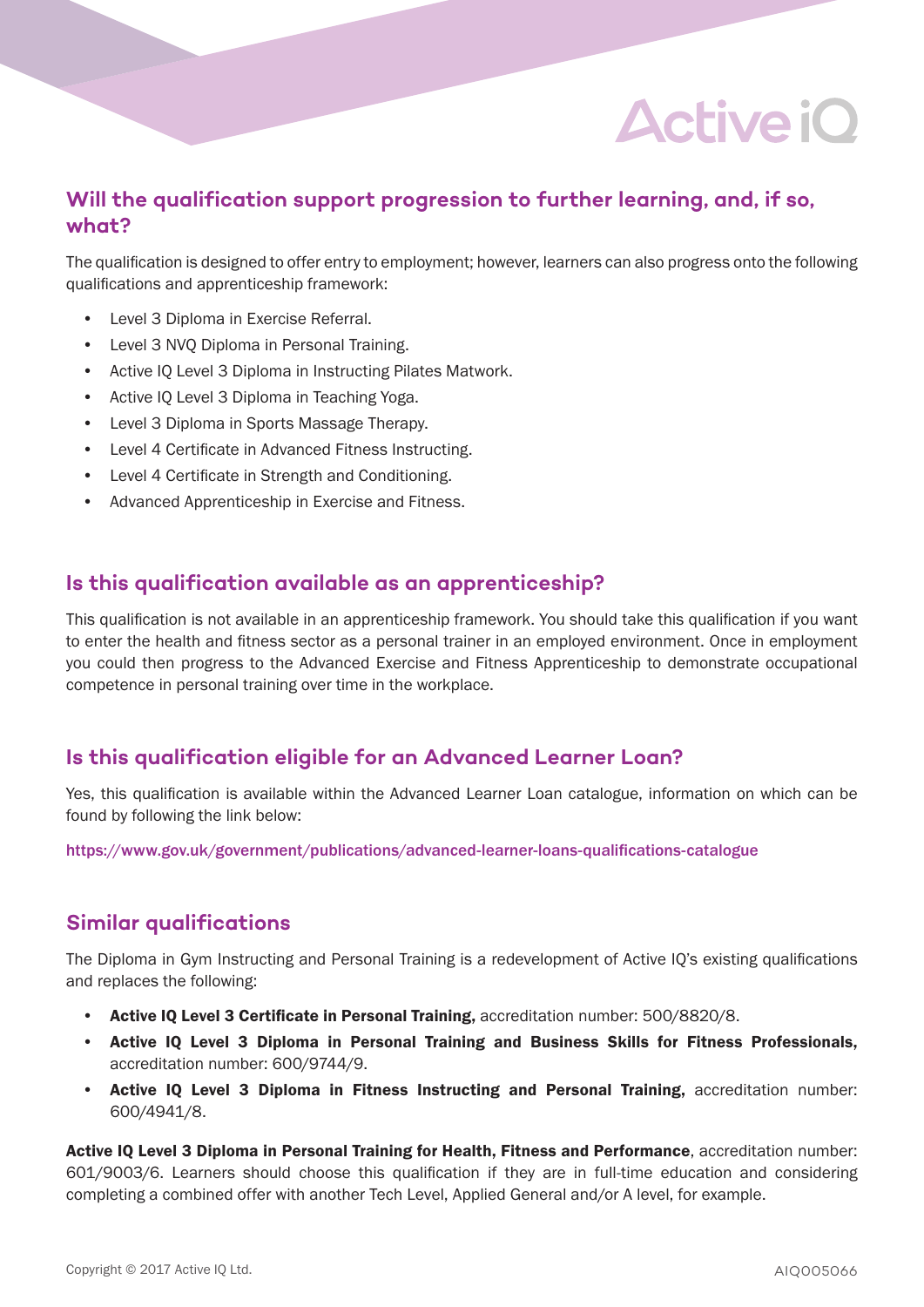## Will the qualification support progression to further learning, and, if so, what?

The qualification is designed to offer entry to employment; however, learners can also progress onto the following qualifications and apprenticeship framework:

- Level 3 Diploma in Exercise Referral.
- Level 3 NVQ Diploma in Personal Training.
- Active IQ Level 3 Diploma in Instructing Pilates Matwork.
- Active IQ Level 3 Diploma in Teaching Yoga.
- Level 3 Diploma in Sports Massage Therapy.
- Level 4 Certificate in Advanced Fitness Instructing.
- Level 4 Certificate in Strength and Conditioning.
- Advanced Apprenticeship in Exercise and Fitness.

## Is this qualification available as an apprenticeship?

This qualification is not available in an apprenticeship framework. You should take this qualification if you want to enter the health and fitness sector as a personal trainer in an employed environment. Once in employment you could then progress to the Advanced Exercise and Fitness Apprenticeship to demonstrate occupational competence in personal training over time in the workplace.

## Is this qualification eligible for an Advanced Learner Loan?

Yes, this qualification is available within the Advanced Learner Loan catalogue, information on which can be found by following the link below:

https://www.gov.uk/government/publications/advanced-learner-loans-qualifications-catalogue

## Similar qualifications

The Diploma in Gym Instructing and Personal Training is a redevelopment of Active IQ's existing qualifications and replaces the following:

- **Active IQ Level 3 Certificate in Personal Training,** accreditation number: 500/8820/8.
- **Active IQ Level 3 Diploma in Personal Training and Business Skills for Fitness Professionals,** accreditation number: 600/9744/9.
- **Active IQ Level 3 Diploma in Fitness Instructing and Personal Training,** accreditation number: 600/4941/8.

**Active IQ Level 3 Diploma in Personal Training for Health, Fitness and Performance**, accreditation number: 601/9003/6. Learners should choose this qualification if they are in full-time education and considering completing a combined offer with another Tech Level, Applied General and/or A level, for example.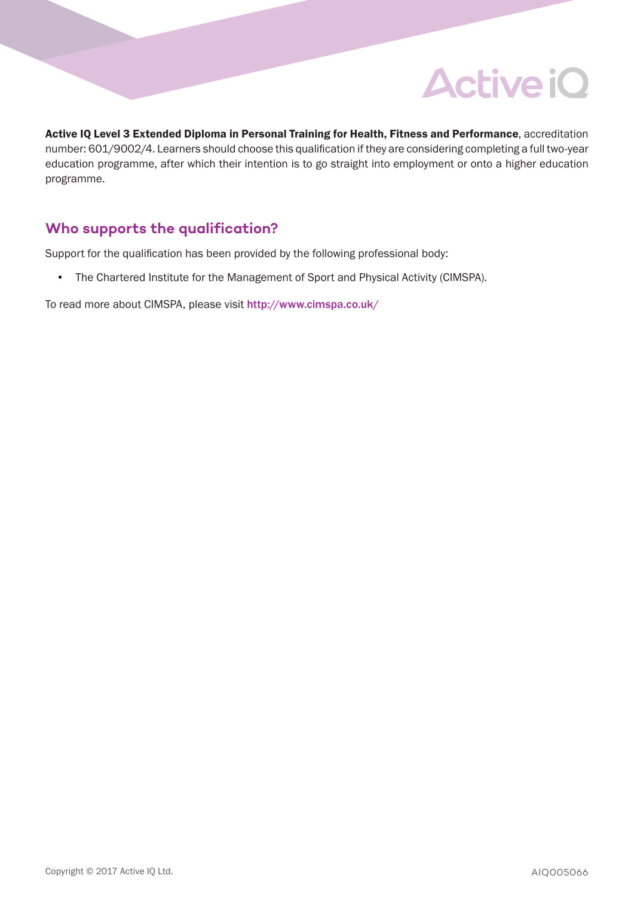**Active IQ Level 3 Extended Diploma in Personal Training for Health, Fitness and Performance**, accreditation number: 601/9002/4. Learners should choose this qualification if they are considering completing a full two-year education programme, after which their intention is to go straight into employment or onto a higher education programme.

## Who supports the qualification?

Support for the qualification has been provided by the following professional body:

- The Chartered Institute for the Management of Sport and Physical Activity (CIMSPA).

To read more about CIMSPA, please visit http://www.cimspa.co.uk/